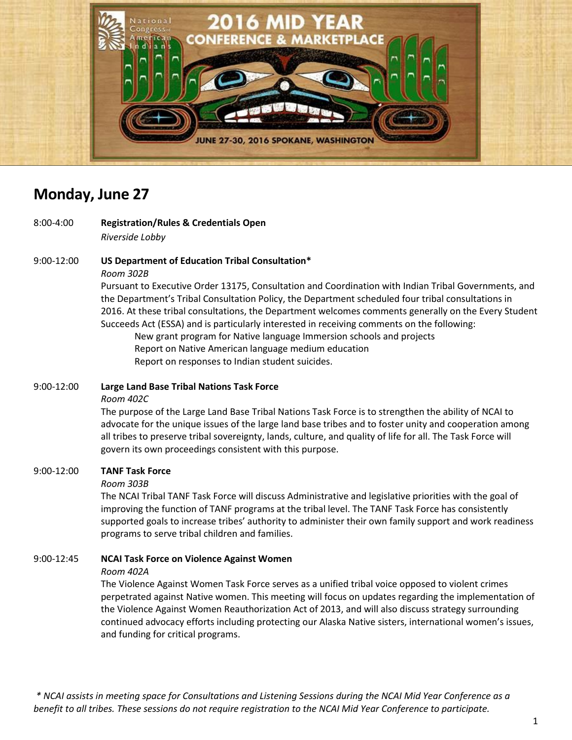National Congress of American Indians

# 2016 MID YEAR CONFERENCE & MARKETPLACE

JUNE 27-30, 2016 SPOKANE, WASHINGTON

## Monday, June 27

8:00-4:00 **Registration/Rules & Credentials Open**
*Riverside Lobby*

9:00-12:00 **US Department of Education Tribal Consultation***
*Room 302B*
Pursuant to Executive Order 13175, Consultation and Coordination with Indian Tribal Governments, and the Department's Tribal Consultation Policy, the Department scheduled four tribal consultations in 2016. At these tribal consultations, the Department welcomes comments generally on the Every Student Succeeds Act (ESSA) and is particularly interested in receiving comments on the following:

New grant program for Native language Immersion schools and projects
Report on Native American language medium education
Report on responses to Indian student suicides.

9:00-12:00 **Large Land Base Tribal Nations Task Force**
*Room 402C*
The purpose of the Large Land Base Tribal Nations Task Force is to strengthen the ability of NCAI to advocate for the unique issues of the large land base tribes and to foster unity and cooperation among all tribes to preserve tribal sovereignty, lands, culture, and quality of life for all. The Task Force will govern its own proceedings consistent with this purpose.

9:00-12:00 **TANF Task Force**
*Room 303B*
The NCAI Tribal TANF Task Force will discuss Administrative and legislative priorities with the goal of improving the function of TANF programs at the tribal level. The TANF Task Force has consistently supported goals to increase tribes' authority to administer their own family support and work readiness programs to serve tribal children and families.

9:00-12:45 **NCAI Task Force on Violence Against Women**
*Room 402A*
The Violence Against Women Task Force serves as a unified tribal voice opposed to violent crimes perpetrated against Native women. This meeting will focus on updates regarding the implementation of the Violence Against Women Reauthorization Act of 2013, and will also discuss strategy surrounding continued advocacy efforts including protecting our Alaska Native sisters, international women's issues, and funding for critical programs.

*\* NCAI assists in meeting space for Consultations and Listening Sessions during the NCAI Mid Year Conference as a benefit to all tribes. These sessions do not require registration to the NCAI Mid Year Conference to participate.*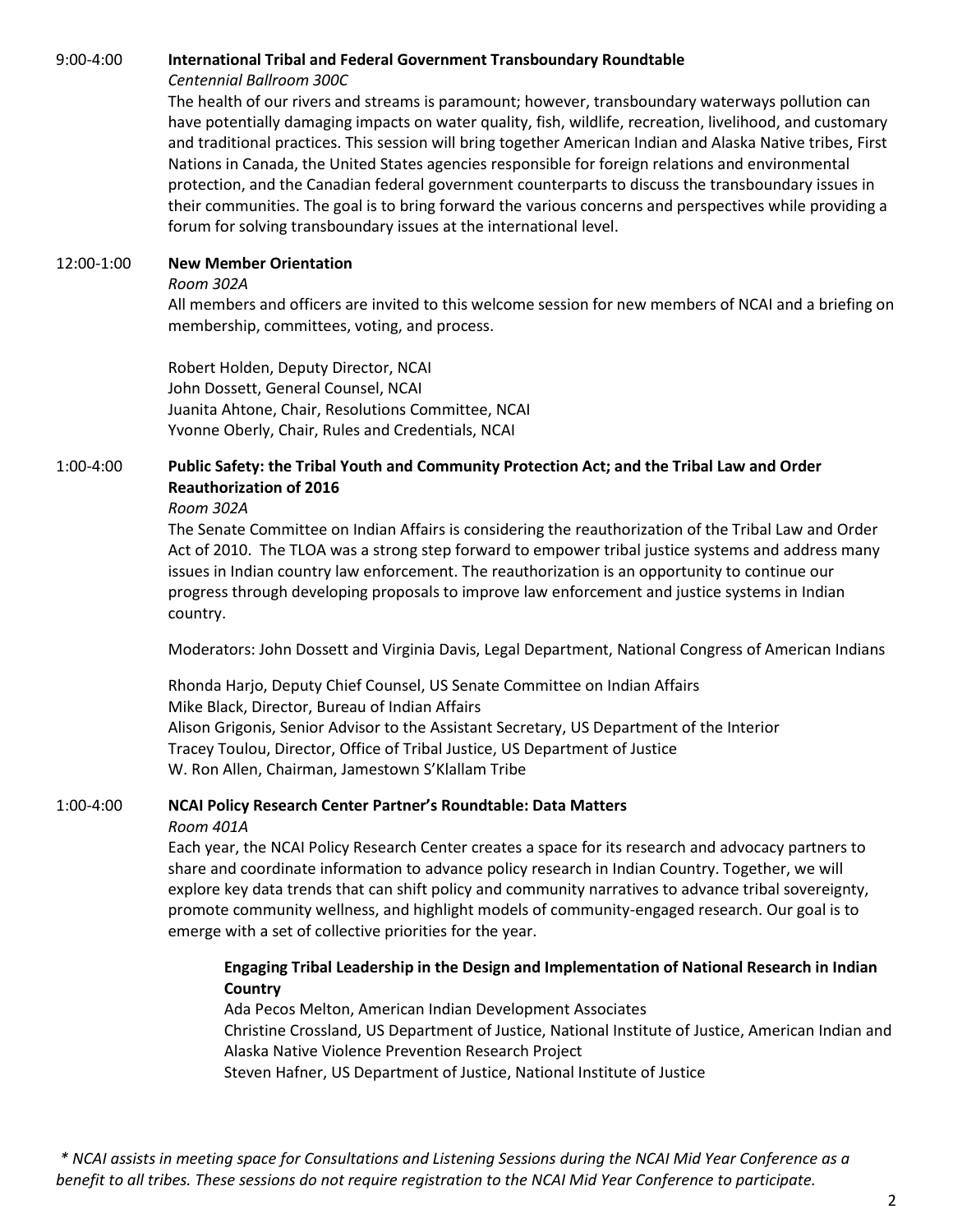9:00-4:00 **International Tribal and Federal Government Transboundary Roundtable**

*Centennial Ballroom 300C*

The health of our rivers and streams is paramount; however, transboundary waterways pollution can have potentially damaging impacts on water quality, fish, wildlife, recreation, livelihood, and customary and traditional practices. This session will bring together American Indian and Alaska Native tribes, First Nations in Canada, the United States agencies responsible for foreign relations and environmental protection, and the Canadian federal government counterparts to discuss the transboundary issues in their communities. The goal is to bring forward the various concerns and perspectives while providing a forum for solving transboundary issues at the international level.

12:00-1:00 **New Member Orientation**

*Room 302A*

All members and officers are invited to this welcome session for new members of NCAI and a briefing on membership, committees, voting, and process.

Robert Holden, Deputy Director, NCAI
John Dossett, General Counsel, NCAI
Juanita Ahtone, Chair, Resolutions Committee, NCAI
Yvonne Oberly, Chair, Rules and Credentials, NCAI

1:00-4:00 **Public Safety: the Tribal Youth and Community Protection Act; and the Tribal Law and Order Reauthorization of 2016**

*Room 302A*

The Senate Committee on Indian Affairs is considering the reauthorization of the Tribal Law and Order Act of 2010. The TLOA was a strong step forward to empower tribal justice systems and address many issues in Indian country law enforcement. The reauthorization is an opportunity to continue our progress through developing proposals to improve law enforcement and justice systems in Indian country.

Moderators: John Dossett and Virginia Davis, Legal Department, National Congress of American Indians

Rhonda Harjo, Deputy Chief Counsel, US Senate Committee on Indian Affairs
Mike Black, Director, Bureau of Indian Affairs
Alison Grigonis, Senior Advisor to the Assistant Secretary, US Department of the Interior
Tracey Toulou, Director, Office of Tribal Justice, US Department of Justice
W. Ron Allen, Chairman, Jamestown S'Klallam Tribe

1:00-4:00 **NCAI Policy Research Center Partner's Roundtable: Data Matters**

*Room 401A*

Each year, the NCAI Policy Research Center creates a space for its research and advocacy partners to share and coordinate information to advance policy research in Indian Country. Together, we will explore key data trends that can shift policy and community narratives to advance tribal sovereignty, promote community wellness, and highlight models of community-engaged research. Our goal is to emerge with a set of collective priorities for the year.

**Engaging Tribal Leadership in the Design and Implementation of National Research in Indian Country**

Ada Pecos Melton, American Indian Development Associates
Christine Crossland, US Department of Justice, National Institute of Justice, American Indian and Alaska Native Violence Prevention Research Project
Steven Hafner, US Department of Justice, National Institute of Justice

*\* NCAI assists in meeting space for Consultations and Listening Sessions during the NCAI Mid Year Conference as a benefit to all tribes. These sessions do not require registration to the NCAI Mid Year Conference to participate.*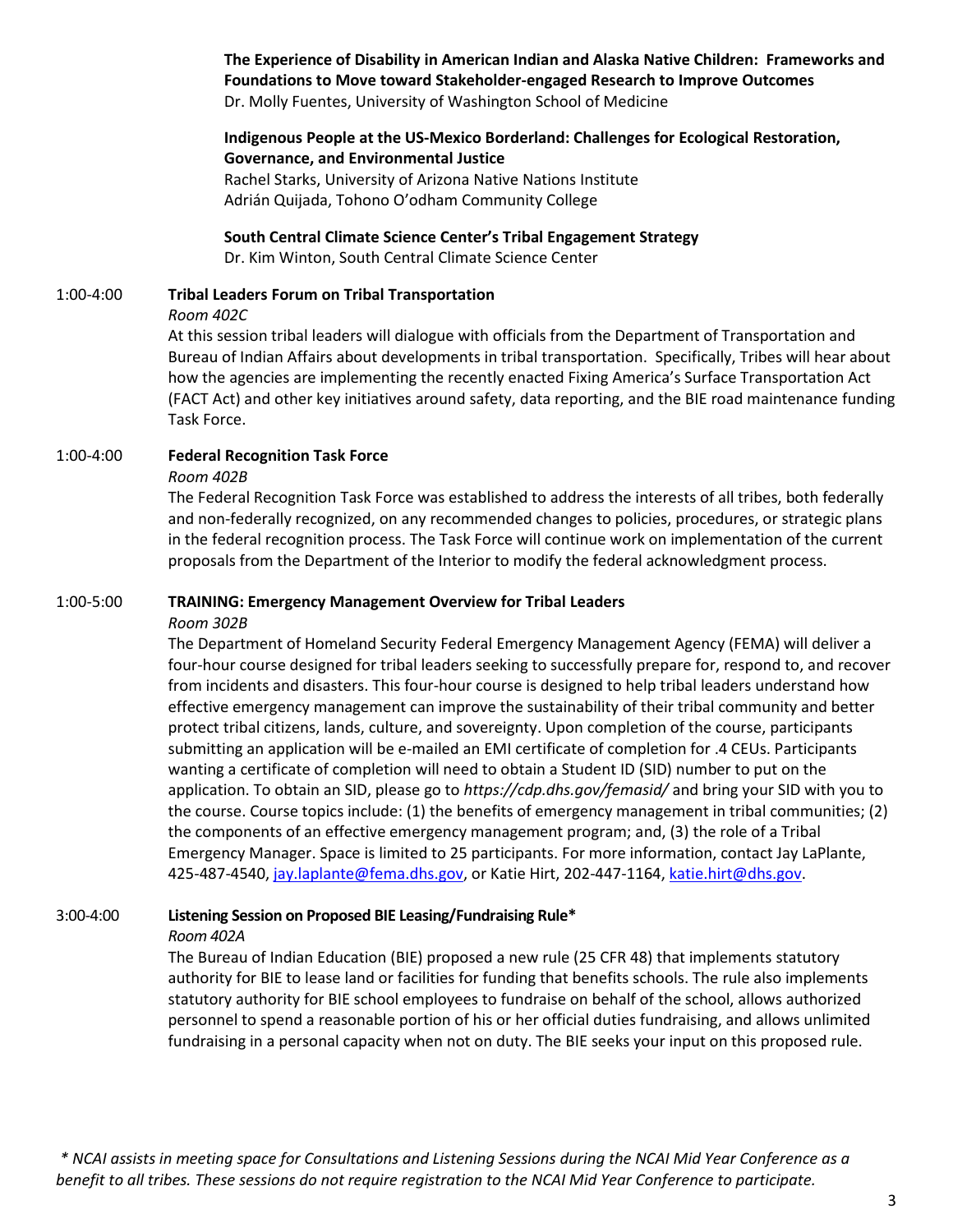**The Experience of Disability in American Indian and Alaska Native Children: Frameworks and Foundations to Move toward Stakeholder-engaged Research to Improve Outcomes**
Dr. Molly Fuentes, University of Washington School of Medicine

**Indigenous People at the US-Mexico Borderland: Challenges for Ecological Restoration, Governance, and Environmental Justice**
Rachel Starks, University of Arizona Native Nations Institute
Adrián Quijada, Tohono O'odham Community College

**South Central Climate Science Center's Tribal Engagement Strategy**
Dr. Kim Winton, South Central Climate Science Center

1:00-4:00 **Tribal Leaders Forum on Tribal Transportation**
*Room 402C*
At this session tribal leaders will dialogue with officials from the Department of Transportation and Bureau of Indian Affairs about developments in tribal transportation. Specifically, Tribes will hear about how the agencies are implementing the recently enacted Fixing America's Surface Transportation Act (FACT Act) and other key initiatives around safety, data reporting, and the BIE road maintenance funding Task Force.

1:00-4:00 **Federal Recognition Task Force**
*Room 402B*
The Federal Recognition Task Force was established to address the interests of all tribes, both federally and non-federally recognized, on any recommended changes to policies, procedures, or strategic plans in the federal recognition process. The Task Force will continue work on implementation of the current proposals from the Department of the Interior to modify the federal acknowledgment process.

1:00-5:00 **TRAINING: Emergency Management Overview for Tribal Leaders**
*Room 302B*
The Department of Homeland Security Federal Emergency Management Agency (FEMA) will deliver a four-hour course designed for tribal leaders seeking to successfully prepare for, respond to, and recover from incidents and disasters. This four-hour course is designed to help tribal leaders understand how effective emergency management can improve the sustainability of their tribal community and better protect tribal citizens, lands, culture, and sovereignty. Upon completion of the course, participants submitting an application will be e-mailed an EMI certificate of completion for .4 CEUs. Participants wanting a certificate of completion will need to obtain a Student ID (SID) number to put on the application. To obtain an SID, please go to *https://cdp.dhs.gov/femasid/* and bring your SID with you to the course. Course topics include: (1) the benefits of emergency management in tribal communities; (2) the components of an effective emergency management program; and, (3) the role of a Tribal Emergency Manager. Space is limited to 25 participants. For more information, contact Jay LaPlante, 425-487-4540, jay.laplante@fema.dhs.gov, or Katie Hirt, 202-447-1164, katie.hirt@dhs.gov.

3:00-4:00 **Listening Session on Proposed BIE Leasing/Fundraising Rule***
*Room 402A*
The Bureau of Indian Education (BIE) proposed a new rule (25 CFR 48) that implements statutory authority for BIE to lease land or facilities for funding that benefits schools. The rule also implements statutory authority for BIE school employees to fundraise on behalf of the school, allows authorized personnel to spend a reasonable portion of his or her official duties fundraising, and allows unlimited fundraising in a personal capacity when not on duty. The BIE seeks your input on this proposed rule.

*\* NCAI assists in meeting space for Consultations and Listening Sessions during the NCAI Mid Year Conference as a benefit to all tribes. These sessions do not require registration to the NCAI Mid Year Conference to participate.*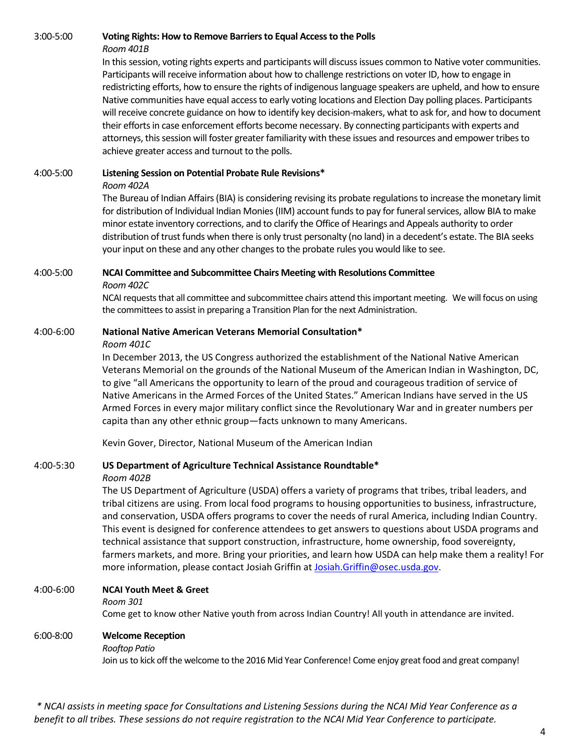3:00-5:00 **Voting Rights: How to Remove Barriers to Equal Access to the Polls**
*Room 401B*
In this session, voting rights experts and participants will discuss issues common to Native voter communities. Participants will receive information about how to challenge restrictions on voter ID, how to engage in redistricting efforts, how to ensure the rights of indigenous language speakers are upheld, and how to ensure Native communities have equal access to early voting locations and Election Day polling places. Participants will receive concrete guidance on how to identify key decision-makers, what to ask for, and how to document their efforts in case enforcement efforts become necessary. By connecting participants with experts and attorneys, this session will foster greater familiarity with these issues and resources and empower tribes to achieve greater access and turnout to the polls.

4:00-5:00 **Listening Session on Potential Probate Rule Revisions***
*Room 402A*
The Bureau of Indian Affairs (BIA) is considering revising its probate regulations to increase the monetary limit for distribution of Individual Indian Monies (IIM) account funds to pay for funeral services, allow BIA to make minor estate inventory corrections, and to clarify the Office of Hearings and Appeals authority to order distribution of trust funds when there is only trust personalty (no land) in a decedent's estate. The BIA seeks your input on these and any other changes to the probate rules you would like to see.

4:00-5:00 **NCAI Committee and Subcommittee Chairs Meeting with Resolutions Committee**
*Room 402C*
NCAI requests that all committee and subcommittee chairs attend this important meeting. We will focus on using the committees to assist in preparing a Transition Plan for the next Administration.

4:00-6:00 **National Native American Veterans Memorial Consultation***
*Room 401C*
In December 2013, the US Congress authorized the establishment of the National Native American Veterans Memorial on the grounds of the National Museum of the American Indian in Washington, DC, to give "all Americans the opportunity to learn of the proud and courageous tradition of service of Native Americans in the Armed Forces of the United States." American Indians have served in the US Armed Forces in every major military conflict since the Revolutionary War and in greater numbers per capita than any other ethnic group—facts unknown to many Americans.

Kevin Gover, Director, National Museum of the American Indian

4:00-5:30 **US Department of Agriculture Technical Assistance Roundtable***
*Room 402B*
The US Department of Agriculture (USDA) offers a variety of programs that tribes, tribal leaders, and tribal citizens are using. From local food programs to housing opportunities to business, infrastructure, and conservation, USDA offers programs to cover the needs of rural America, including Indian Country. This event is designed for conference attendees to get answers to questions about USDA programs and technical assistance that support construction, infrastructure, home ownership, food sovereignty, farmers markets, and more. Bring your priorities, and learn how USDA can help make them a reality! For more information, please contact Josiah Griffin at Josiah.Griffin@osec.usda.gov.

4:00-6:00 **NCAI Youth Meet & Greet**
*Room 301*
Come get to know other Native youth from across Indian Country! All youth in attendance are invited.

6:00-8:00 **Welcome Reception**
*Rooftop Patio*
Join us to kick off the welcome to the 2016 Mid Year Conference! Come enjoy great food and great company!

*\* NCAI assists in meeting space for Consultations and Listening Sessions during the NCAI Mid Year Conference as a benefit to all tribes. These sessions do not require registration to the NCAI Mid Year Conference to participate.*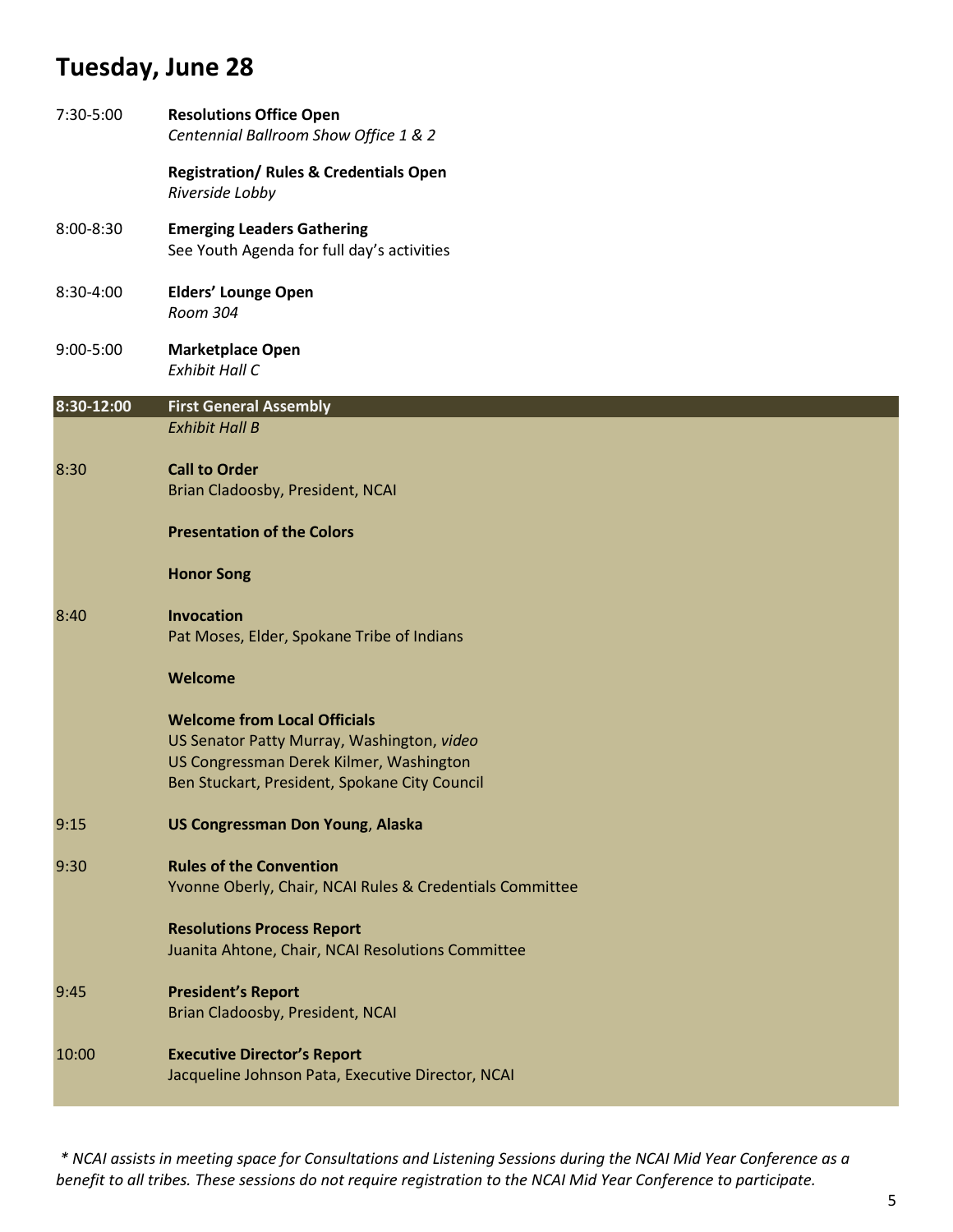## Tuesday, June 28

7:30-5:00 **Resolutions Office Open**
*Centennial Ballroom Show Office 1 & 2*

**Registration/ Rules & Credentials Open**
*Riverside Lobby*

8:00-8:30 **Emerging Leaders Gathering**
See Youth Agenda for full day's activities

8:30-4:00 **Elders' Lounge Open**
*Room 304*

9:00-5:00 **Marketplace Open**
*Exhibit Hall C*

**8:30-12:00 First General Assembly**
*Exhibit Hall B*

8:30 **Call to Order**
Brian Cladoosby, President, NCAI

**Presentation of the Colors**

**Honor Song**

8:40 **Invocation**
Pat Moses, Elder, Spokane Tribe of Indians

**Welcome**

**Welcome from Local Officials**
US Senator Patty Murray, Washington, *video*
US Congressman Derek Kilmer, Washington
Ben Stuckart, President, Spokane City Council

9:15 **US Congressman Don Young**, **Alaska**

9:30 **Rules of the Convention**
Yvonne Oberly, Chair, NCAI Rules & Credentials Committee

**Resolutions Process Report**
Juanita Ahtone, Chair, NCAI Resolutions Committee

9:45 **President's Report**
Brian Cladoosby, President, NCAI

10:00 **Executive Director's Report**
Jacqueline Johnson Pata, Executive Director, NCAI

*\* NCAI assists in meeting space for Consultations and Listening Sessions during the NCAI Mid Year Conference as a benefit to all tribes. These sessions do not require registration to the NCAI Mid Year Conference to participate.*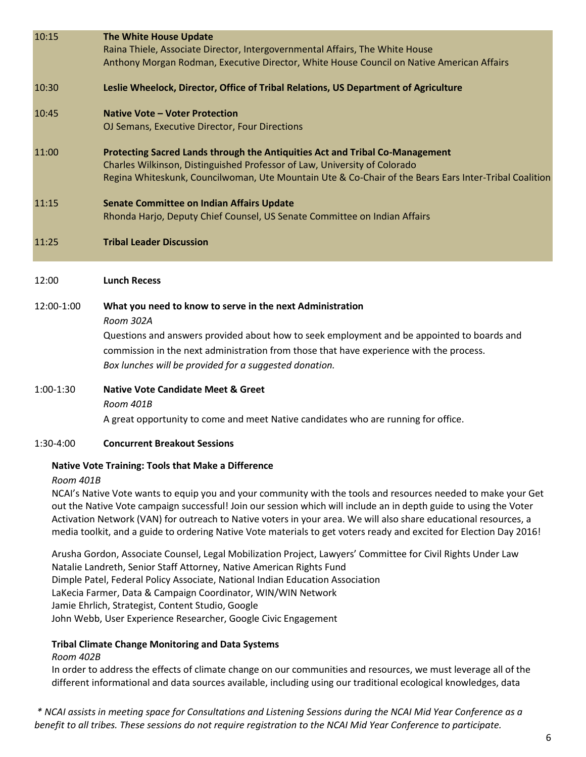10:15 **The White House Update**
Raina Thiele, Associate Director, Intergovernmental Affairs, The White House
Anthony Morgan Rodman, Executive Director, White House Council on Native American Affairs

10:30 **Leslie Wheelock, Director, Office of Tribal Relations, US Department of Agriculture**

10:45 **Native Vote – Voter Protection**
OJ Semans, Executive Director, Four Directions

11:00 **Protecting Sacred Lands through the Antiquities Act and Tribal Co-Management**
Charles Wilkinson, Distinguished Professor of Law, University of Colorado
Regina Whiteskunk, Councilwoman, Ute Mountain Ute & Co-Chair of the Bears Ears Inter-Tribal Coalition

11:15 **Senate Committee on Indian Affairs Update**
Rhonda Harjo, Deputy Chief Counsel, US Senate Committee on Indian Affairs

11:25 **Tribal Leader Discussion**

12:00 **Lunch Recess**

12:00-1:00 **What you need to know to serve in the next Administration**
*Room 302A*
Questions and answers provided about how to seek employment and be appointed to boards and commission in the next administration from those that have experience with the process.
*Box lunches will be provided for a suggested donation.*

1:00-1:30 **Native Vote Candidate Meet & Greet**
*Room 401B*
A great opportunity to come and meet Native candidates who are running for office.

1:30-4:00 **Concurrent Breakout Sessions**

**Native Vote Training: Tools that Make a Difference**
*Room 401B*
NCAI's Native Vote wants to equip you and your community with the tools and resources needed to make your Get out the Native Vote campaign successful! Join our session which will include an in depth guide to using the Voter Activation Network (VAN) for outreach to Native voters in your area. We will also share educational resources, a media toolkit, and a guide to ordering Native Vote materials to get voters ready and excited for Election Day 2016!

Arusha Gordon, Associate Counsel, Legal Mobilization Project, Lawyers' Committee for Civil Rights Under Law
Natalie Landreth, Senior Staff Attorney, Native American Rights Fund
Dimple Patel, Federal Policy Associate, National Indian Education Association
LaKecia Farmer, Data & Campaign Coordinator, WIN/WIN Network
Jamie Ehrlich, Strategist, Content Studio, Google
John Webb, User Experience Researcher, Google Civic Engagement

**Tribal Climate Change Monitoring and Data Systems**
*Room 402B*
In order to address the effects of climate change on our communities and resources, we must leverage all of the different informational and data sources available, including using our traditional ecological knowledges, data

*\* NCAI assists in meeting space for Consultations and Listening Sessions during the NCAI Mid Year Conference as a benefit to all tribes. These sessions do not require registration to the NCAI Mid Year Conference to participate.*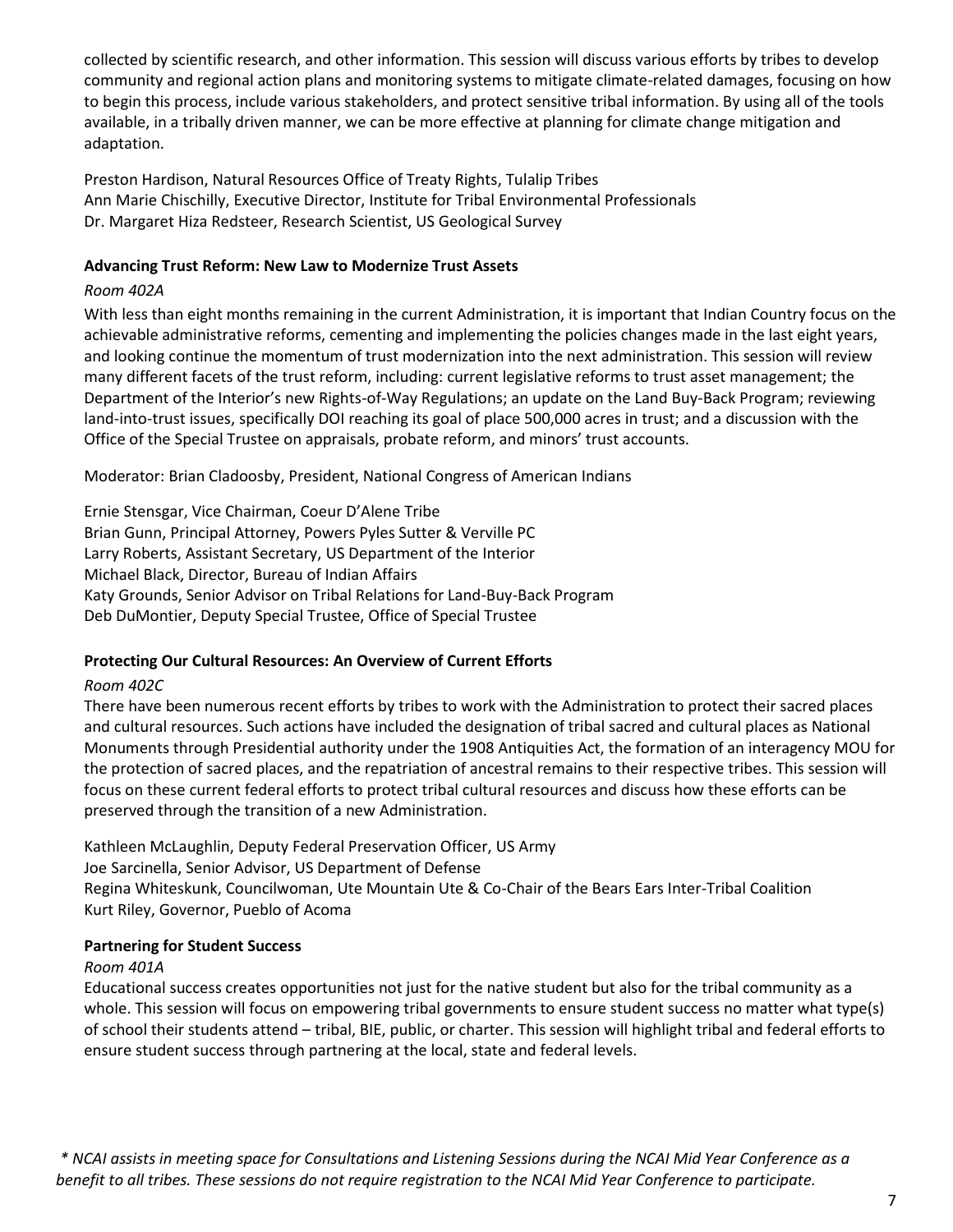collected by scientific research, and other information. This session will discuss various efforts by tribes to develop community and regional action plans and monitoring systems to mitigate climate-related damages, focusing on how to begin this process, include various stakeholders, and protect sensitive tribal information. By using all of the tools available, in a tribally driven manner, we can be more effective at planning for climate change mitigation and adaptation.

Preston Hardison, Natural Resources Office of Treaty Rights, Tulalip Tribes
Ann Marie Chischilly, Executive Director, Institute for Tribal Environmental Professionals
Dr. Margaret Hiza Redsteer, Research Scientist, US Geological Survey

**Advancing Trust Reform: New Law to Modernize Trust Assets**

*Room 402A*

With less than eight months remaining in the current Administration, it is important that Indian Country focus on the achievable administrative reforms, cementing and implementing the policies changes made in the last eight years, and looking continue the momentum of trust modernization into the next administration. This session will review many different facets of the trust reform, including: current legislative reforms to trust asset management; the Department of the Interior's new Rights-of-Way Regulations; an update on the Land Buy-Back Program; reviewing land-into-trust issues, specifically DOI reaching its goal of place 500,000 acres in trust; and a discussion with the Office of the Special Trustee on appraisals, probate reform, and minors' trust accounts.

Moderator: Brian Cladoosby, President, National Congress of American Indians

Ernie Stensgar, Vice Chairman, Coeur D'Alene Tribe
Brian Gunn, Principal Attorney, Powers Pyles Sutter & Verville PC
Larry Roberts, Assistant Secretary, US Department of the Interior
Michael Black, Director, Bureau of Indian Affairs
Katy Grounds, Senior Advisor on Tribal Relations for Land-Buy-Back Program
Deb DuMontier, Deputy Special Trustee, Office of Special Trustee

**Protecting Our Cultural Resources: An Overview of Current Efforts**

*Room 402C*

There have been numerous recent efforts by tribes to work with the Administration to protect their sacred places and cultural resources. Such actions have included the designation of tribal sacred and cultural places as National Monuments through Presidential authority under the 1908 Antiquities Act, the formation of an interagency MOU for the protection of sacred places, and the repatriation of ancestral remains to their respective tribes. This session will focus on these current federal efforts to protect tribal cultural resources and discuss how these efforts can be preserved through the transition of a new Administration.

Kathleen McLaughlin, Deputy Federal Preservation Officer, US Army
Joe Sarcinella, Senior Advisor, US Department of Defense
Regina Whiteskunk, Councilwoman, Ute Mountain Ute & Co-Chair of the Bears Ears Inter-Tribal Coalition
Kurt Riley, Governor, Pueblo of Acoma

**Partnering for Student Success**

*Room 401A*

Educational success creates opportunities not just for the native student but also for the tribal community as a whole. This session will focus on empowering tribal governments to ensure student success no matter what type(s) of school their students attend – tribal, BIE, public, or charter. This session will highlight tribal and federal efforts to ensure student success through partnering at the local, state and federal levels.

*\* NCAI assists in meeting space for Consultations and Listening Sessions during the NCAI Mid Year Conference as a benefit to all tribes. These sessions do not require registration to the NCAI Mid Year Conference to participate.*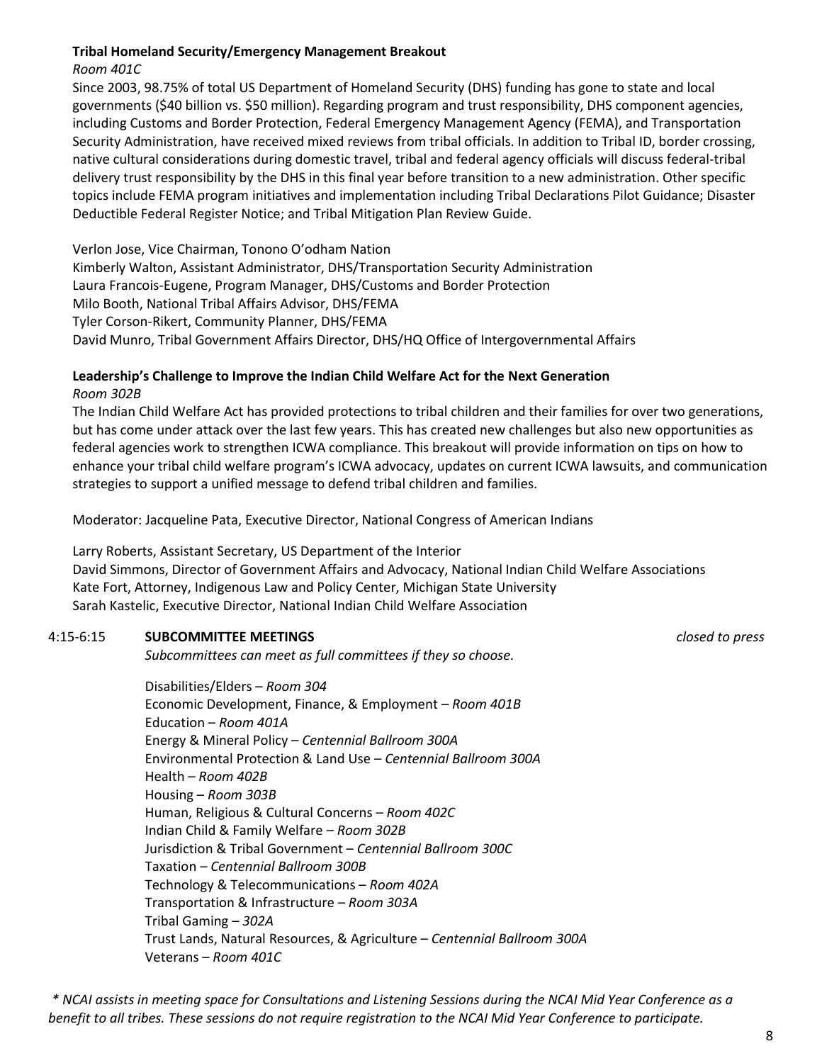**Tribal Homeland Security/Emergency Management Breakout**

*Room 401C*

Since 2003, 98.75% of total US Department of Homeland Security (DHS) funding has gone to state and local governments ($40 billion vs. $50 million). Regarding program and trust responsibility, DHS component agencies, including Customs and Border Protection, Federal Emergency Management Agency (FEMA), and Transportation Security Administration, have received mixed reviews from tribal officials. In addition to Tribal ID, border crossing, native cultural considerations during domestic travel, tribal and federal agency officials will discuss federal-tribal delivery trust responsibility by the DHS in this final year before transition to a new administration. Other specific topics include FEMA program initiatives and implementation including Tribal Declarations Pilot Guidance; Disaster Deductible Federal Register Notice; and Tribal Mitigation Plan Review Guide.

Verlon Jose, Vice Chairman, Tonono O'odham Nation
Kimberly Walton, Assistant Administrator, DHS/Transportation Security Administration
Laura Francois-Eugene, Program Manager, DHS/Customs and Border Protection
Milo Booth, National Tribal Affairs Advisor, DHS/FEMA
Tyler Corson-Rikert, Community Planner, DHS/FEMA
David Munro, Tribal Government Affairs Director, DHS/HQ Office of Intergovernmental Affairs

**Leadership's Challenge to Improve the Indian Child Welfare Act for the Next Generation**

*Room 302B*

The Indian Child Welfare Act has provided protections to tribal children and their families for over two generations, but has come under attack over the last few years. This has created new challenges but also new opportunities as federal agencies work to strengthen ICWA compliance. This breakout will provide information on tips on how to enhance your tribal child welfare program's ICWA advocacy, updates on current ICWA lawsuits, and communication strategies to support a unified message to defend tribal children and families.

Moderator: Jacqueline Pata, Executive Director, National Congress of American Indians

Larry Roberts, Assistant Secretary, US Department of the Interior
David Simmons, Director of Government Affairs and Advocacy, National Indian Child Welfare Associations
Kate Fort, Attorney, Indigenous Law and Policy Center, Michigan State University
Sarah Kastelic, Executive Director, National Indian Child Welfare Association

4:15-6:15 **SUBCOMMITTEE MEETINGS** *closed to press*

*Subcommittees can meet as full committees if they so choose.*

Disabilities/Elders – *Room 304*
Economic Development, Finance, & Employment – *Room 401B*
Education – *Room 401A*
Energy & Mineral Policy – *Centennial Ballroom 300A*
Environmental Protection & Land Use – *Centennial Ballroom 300A*
Health – *Room 402B*
Housing – *Room 303B*
Human, Religious & Cultural Concerns – *Room 402C*
Indian Child & Family Welfare – *Room 302B*
Jurisdiction & Tribal Government – *Centennial Ballroom 300C*
Taxation – *Centennial Ballroom 300B*
Technology & Telecommunications – *Room 402A*
Transportation & Infrastructure – *Room 303A*
Tribal Gaming – *302A*
Trust Lands, Natural Resources, & Agriculture – *Centennial Ballroom 300A*
Veterans – *Room 401C*

*\* NCAI assists in meeting space for Consultations and Listening Sessions during the NCAI Mid Year Conference as a benefit to all tribes. These sessions do not require registration to the NCAI Mid Year Conference to participate.*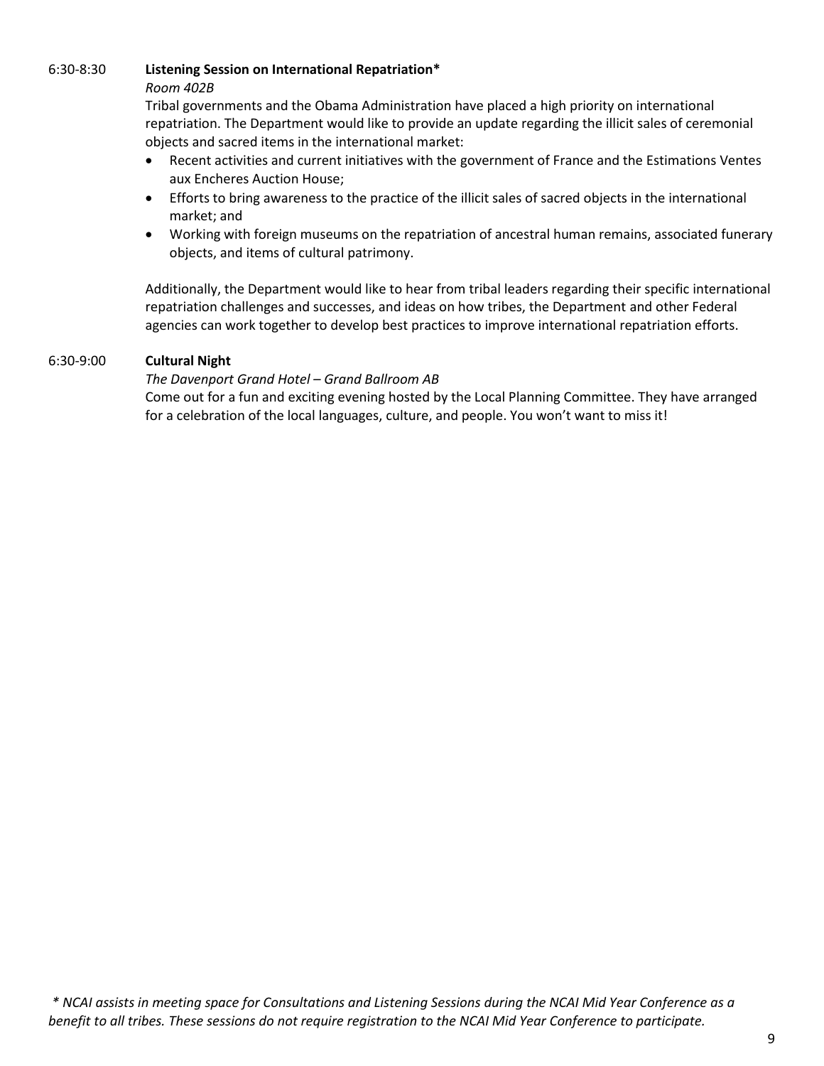6:30-8:30 **Listening Session on International Repatriation***

*Room 402B*

Tribal governments and the Obama Administration have placed a high priority on international repatriation. The Department would like to provide an update regarding the illicit sales of ceremonial objects and sacred items in the international market:

- Recent activities and current initiatives with the government of France and the Estimations Ventes aux Encheres Auction House;
- Efforts to bring awareness to the practice of the illicit sales of sacred objects in the international market; and
- Working with foreign museums on the repatriation of ancestral human remains, associated funerary objects, and items of cultural patrimony.

Additionally, the Department would like to hear from tribal leaders regarding their specific international repatriation challenges and successes, and ideas on how tribes, the Department and other Federal agencies can work together to develop best practices to improve international repatriation efforts.

6:30-9:00 **Cultural Night**

*The Davenport Grand Hotel – Grand Ballroom AB*

Come out for a fun and exciting evening hosted by the Local Planning Committee. They have arranged for a celebration of the local languages, culture, and people. You won't want to miss it!

*\* NCAI assists in meeting space for Consultations and Listening Sessions during the NCAI Mid Year Conference as a benefit to all tribes. These sessions do not require registration to the NCAI Mid Year Conference to participate.*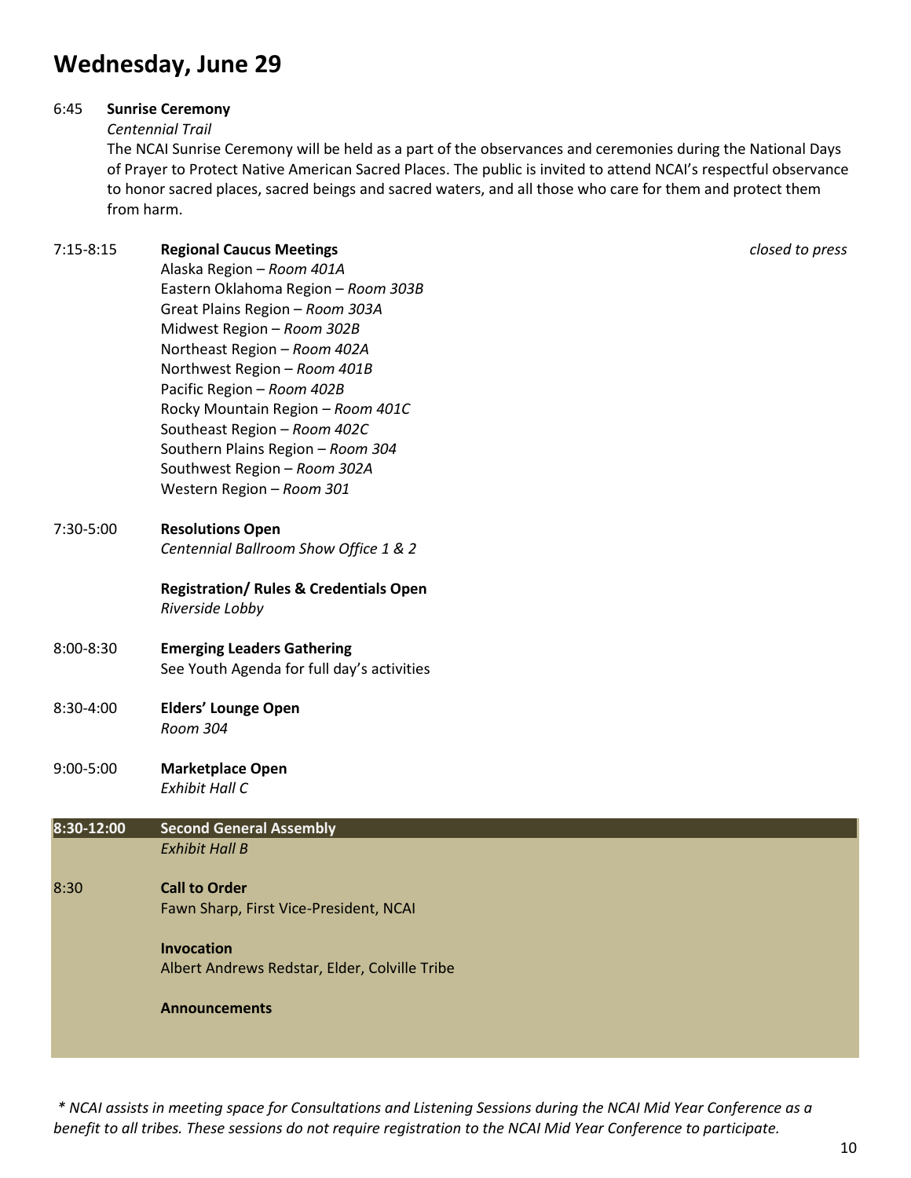## Wednesday, June 29

6:45 **Sunrise Ceremony**
*Centennial Trail*
The NCAI Sunrise Ceremony will be held as a part of the observances and ceremonies during the National Days of Prayer to Protect Native American Sacred Places. The public is invited to attend NCAI's respectful observance to honor sacred places, sacred beings and sacred waters, and all those who care for them and protect them from harm.

7:15-8:15 **Regional Caucus Meetings** *closed to press*
Alaska Region – *Room 401A*
Eastern Oklahoma Region – *Room 303B*
Great Plains Region – *Room 303A*
Midwest Region – *Room 302B*
Northeast Region – *Room 402A*
Northwest Region – *Room 401B*
Pacific Region – *Room 402B*
Rocky Mountain Region – *Room 401C*
Southeast Region – *Room 402C*
Southern Plains Region – *Room 304*
Southwest Region – *Room 302A*
Western Region – *Room 301*

7:30-5:00 **Resolutions Open**
*Centennial Ballroom Show Office 1 & 2*

**Registration/ Rules & Credentials Open**
*Riverside Lobby*

8:00-8:30 **Emerging Leaders Gathering**
See Youth Agenda for full day's activities

8:30-4:00 **Elders' Lounge Open**
*Room 304*

9:00-5:00 **Marketplace Open**
*Exhibit Hall C*

**8:30-12:00 Second General Assembly**
*Exhibit Hall B*

8:30 **Call to Order**
Fawn Sharp, First Vice-President, NCAI

**Invocation**
Albert Andrews Redstar, Elder, Colville Tribe

**Announcements**

*\* NCAI assists in meeting space for Consultations and Listening Sessions during the NCAI Mid Year Conference as a benefit to all tribes. These sessions do not require registration to the NCAI Mid Year Conference to participate.*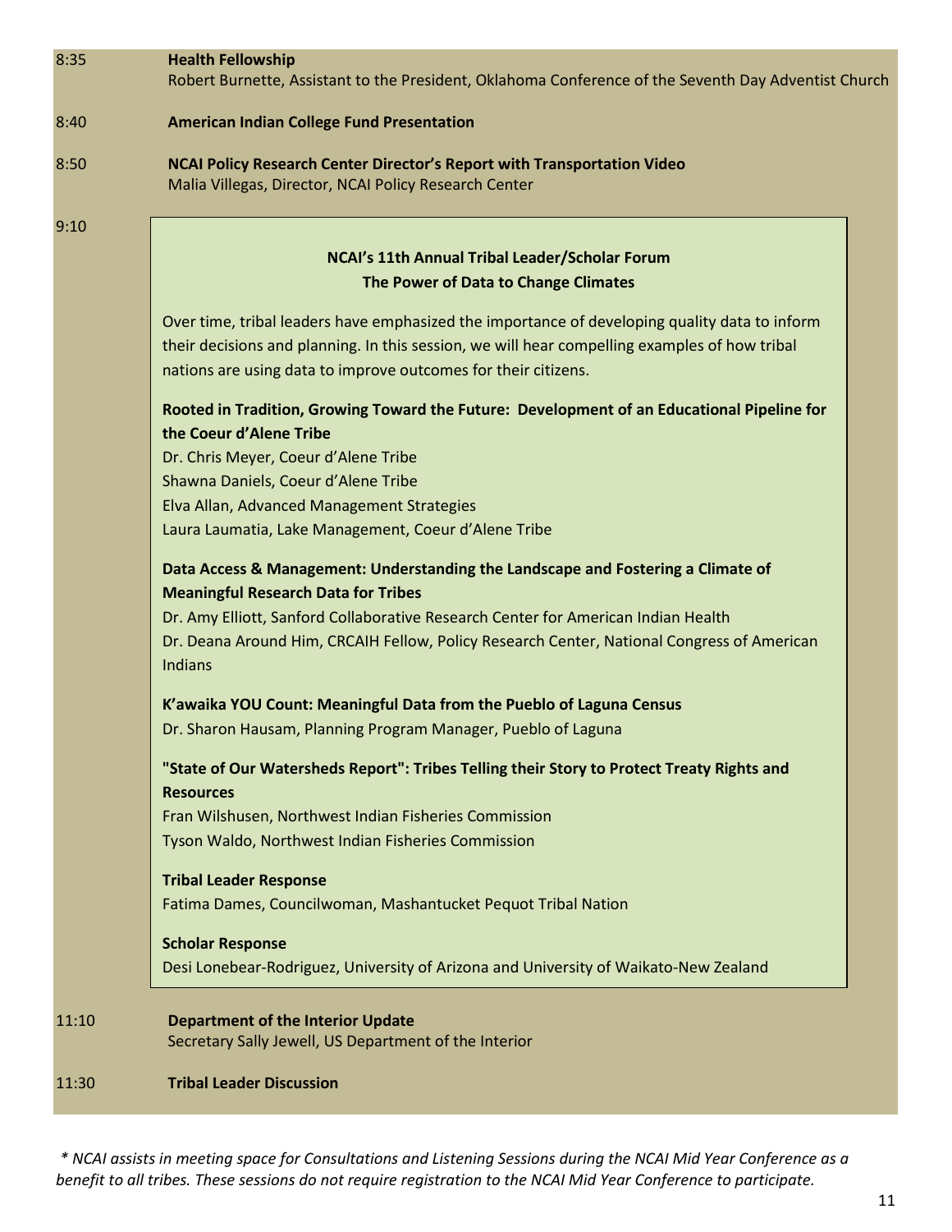8:35 **Health Fellowship**
Robert Burnette, Assistant to the President, Oklahoma Conference of the Seventh Day Adventist Church

8:40 **American Indian College Fund Presentation**

8:50 **NCAI Policy Research Center Director's Report with Transportation Video**
Malia Villegas, Director, NCAI Policy Research Center

9:10

**NCAI's 11th Annual Tribal Leader/Scholar Forum**
**The Power of Data to Change Climates**

Over time, tribal leaders have emphasized the importance of developing quality data to inform their decisions and planning. In this session, we will hear compelling examples of how tribal nations are using data to improve outcomes for their citizens.

**Rooted in Tradition, Growing Toward the Future: Development of an Educational Pipeline for the Coeur d'Alene Tribe**
Dr. Chris Meyer, Coeur d'Alene Tribe
Shawna Daniels, Coeur d'Alene Tribe
Elva Allan, Advanced Management Strategies
Laura Laumatia, Lake Management, Coeur d'Alene Tribe

**Data Access & Management: Understanding the Landscape and Fostering a Climate of Meaningful Research Data for Tribes**
Dr. Amy Elliott, Sanford Collaborative Research Center for American Indian Health
Dr. Deana Around Him, CRCAIH Fellow, Policy Research Center, National Congress of American Indians

**K'awaika YOU Count: Meaningful Data from the Pueblo of Laguna Census**
Dr. Sharon Hausam, Planning Program Manager, Pueblo of Laguna

**"State of Our Watersheds Report": Tribes Telling their Story to Protect Treaty Rights and Resources**
Fran Wilshusen, Northwest Indian Fisheries Commission
Tyson Waldo, Northwest Indian Fisheries Commission

**Tribal Leader Response**
Fatima Dames, Councilwoman, Mashantucket Pequot Tribal Nation

**Scholar Response**
Desi Lonebear-Rodriguez, University of Arizona and University of Waikato-New Zealand

11:10 **Department of the Interior Update**
Secretary Sally Jewell, US Department of the Interior

11:30 **Tribal Leader Discussion**

*\* NCAI assists in meeting space for Consultations and Listening Sessions during the NCAI Mid Year Conference as a benefit to all tribes. These sessions do not require registration to the NCAI Mid Year Conference to participate.*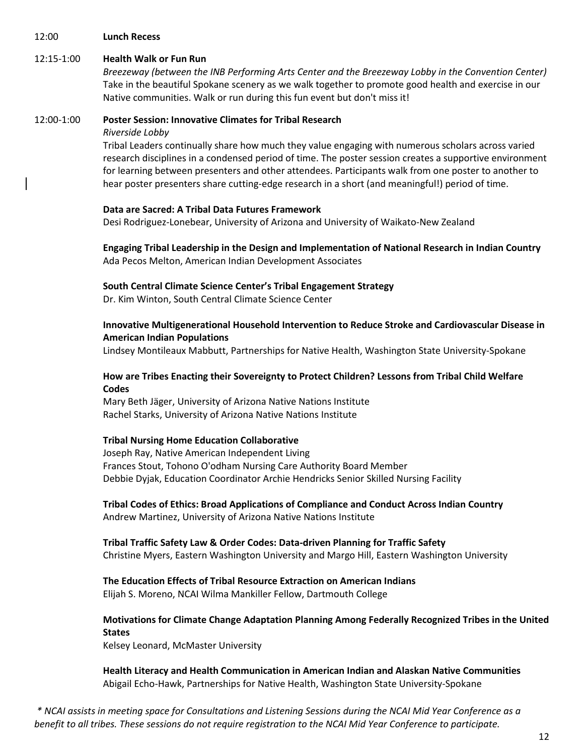12:00 **Lunch Recess**

12:15-1:00 **Health Walk or Fun Run**

*Breezeway (between the INB Performing Arts Center and the Breezeway Lobby in the Convention Center)*

Take in the beautiful Spokane scenery as we walk together to promote good health and exercise in our Native communities. Walk or run during this fun event but don't miss it!

12:00-1:00 **Poster Session: Innovative Climates for Tribal Research**

*Riverside Lobby*

Tribal Leaders continually share how much they value engaging with numerous scholars across varied research disciplines in a condensed period of time. The poster session creates a supportive environment for learning between presenters and other attendees. Participants walk from one poster to another to hear poster presenters share cutting-edge research in a short (and meaningful!) period of time.

**Data are Sacred: A Tribal Data Futures Framework**
Desi Rodriguez-Lonebear, University of Arizona and University of Waikato-New Zealand

**Engaging Tribal Leadership in the Design and Implementation of National Research in Indian Country**
Ada Pecos Melton, American Indian Development Associates

**South Central Climate Science Center's Tribal Engagement Strategy**
Dr. Kim Winton, South Central Climate Science Center

**Innovative Multigenerational Household Intervention to Reduce Stroke and Cardiovascular Disease in American Indian Populations**
Lindsey Montileaux Mabbutt, Partnerships for Native Health, Washington State University-Spokane

**How are Tribes Enacting their Sovereignty to Protect Children? Lessons from Tribal Child Welfare Codes**
Mary Beth Jäger, University of Arizona Native Nations Institute
Rachel Starks, University of Arizona Native Nations Institute

**Tribal Nursing Home Education Collaborative**
Joseph Ray, Native American Independent Living
Frances Stout, Tohono O'odham Nursing Care Authority Board Member
Debbie Dyjak, Education Coordinator Archie Hendricks Senior Skilled Nursing Facility

**Tribal Codes of Ethics: Broad Applications of Compliance and Conduct Across Indian Country**
Andrew Martinez, University of Arizona Native Nations Institute

**Tribal Traffic Safety Law & Order Codes: Data-driven Planning for Traffic Safety**
Christine Myers, Eastern Washington University and Margo Hill, Eastern Washington University

**The Education Effects of Tribal Resource Extraction on American Indians**
Elijah S. Moreno, NCAI Wilma Mankiller Fellow, Dartmouth College

**Motivations for Climate Change Adaptation Planning Among Federally Recognized Tribes in the United States**
Kelsey Leonard, McMaster University

**Health Literacy and Health Communication in American Indian and Alaskan Native Communities**
Abigail Echo-Hawk, Partnerships for Native Health, Washington State University-Spokane

*\* NCAI assists in meeting space for Consultations and Listening Sessions during the NCAI Mid Year Conference as a benefit to all tribes. These sessions do not require registration to the NCAI Mid Year Conference to participate.*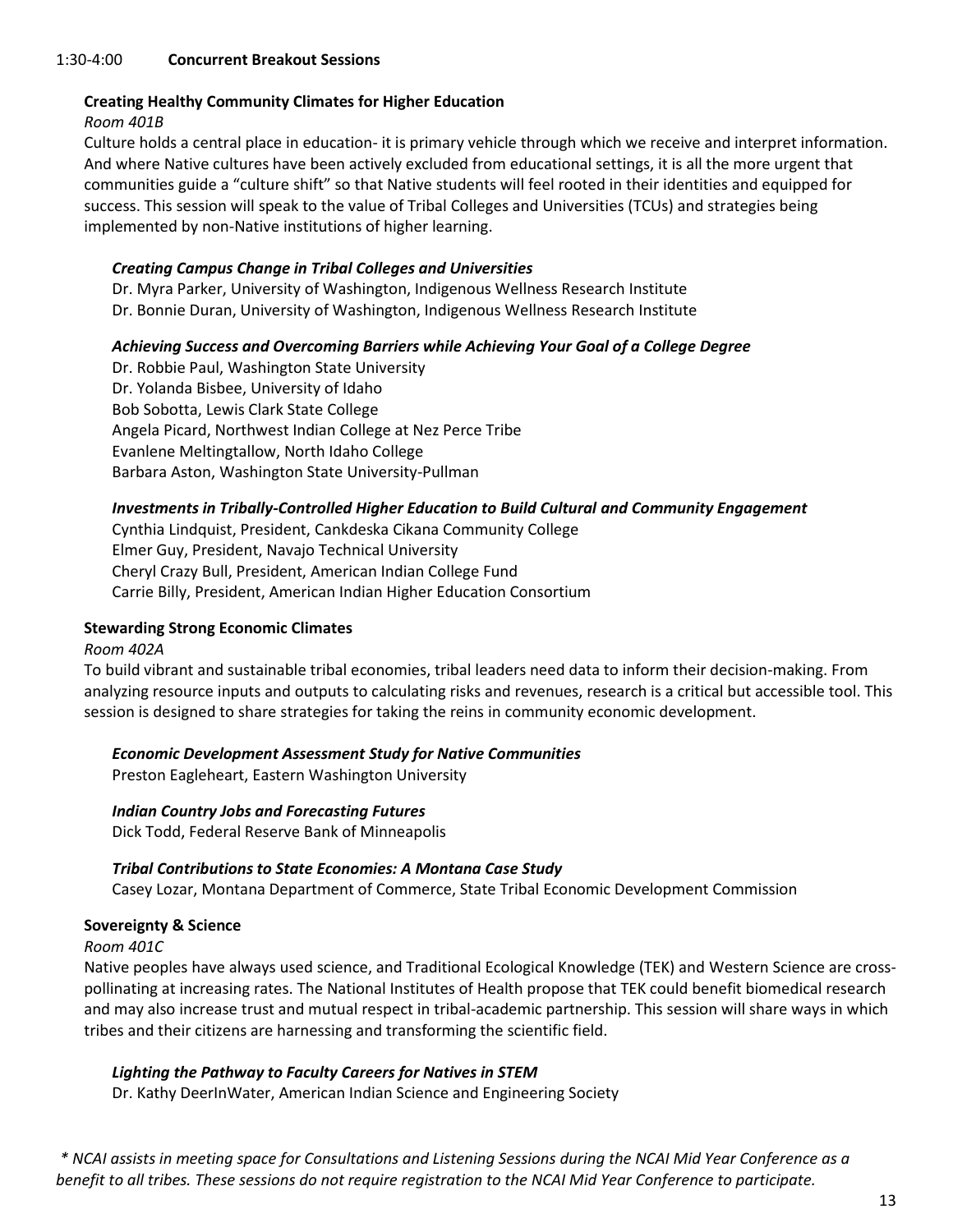1:30-4:00 **Concurrent Breakout Sessions**

**Creating Healthy Community Climates for Higher Education**

*Room 401B*

Culture holds a central place in education- it is primary vehicle through which we receive and interpret information. And where Native cultures have been actively excluded from educational settings, it is all the more urgent that communities guide a "culture shift" so that Native students will feel rooted in their identities and equipped for success. This session will speak to the value of Tribal Colleges and Universities (TCUs) and strategies being implemented by non-Native institutions of higher learning.

***Creating Campus Change in Tribal Colleges and Universities***

Dr. Myra Parker, University of Washington, Indigenous Wellness Research Institute
Dr. Bonnie Duran, University of Washington, Indigenous Wellness Research Institute

***Achieving Success and Overcoming Barriers while Achieving Your Goal of a College Degree***

Dr. Robbie Paul, Washington State University
Dr. Yolanda Bisbee, University of Idaho
Bob Sobotta, Lewis Clark State College
Angela Picard, Northwest Indian College at Nez Perce Tribe
Evanlene Meltingtallow, North Idaho College
Barbara Aston, Washington State University-Pullman

***Investments in Tribally-Controlled Higher Education to Build Cultural and Community Engagement***

Cynthia Lindquist, President, Cankdeska Cikana Community College
Elmer Guy, President, Navajo Technical University
Cheryl Crazy Bull, President, American Indian College Fund
Carrie Billy, President, American Indian Higher Education Consortium

**Stewarding Strong Economic Climates**

*Room 402A*

To build vibrant and sustainable tribal economies, tribal leaders need data to inform their decision-making. From analyzing resource inputs and outputs to calculating risks and revenues, research is a critical but accessible tool. This session is designed to share strategies for taking the reins in community economic development.

***Economic Development Assessment Study for Native Communities***

Preston Eagleheart, Eastern Washington University

***Indian Country Jobs and Forecasting Futures***

Dick Todd, Federal Reserve Bank of Minneapolis

***Tribal Contributions to State Economies: A Montana Case Study***

Casey Lozar, Montana Department of Commerce, State Tribal Economic Development Commission

**Sovereignty & Science**

*Room 401C*

Native peoples have always used science, and Traditional Ecological Knowledge (TEK) and Western Science are cross-pollinating at increasing rates. The National Institutes of Health propose that TEK could benefit biomedical research and may also increase trust and mutual respect in tribal-academic partnership. This session will share ways in which tribes and their citizens are harnessing and transforming the scientific field.

***Lighting the Pathway to Faculty Careers for Natives in STEM***

Dr. Kathy DeerInWater, American Indian Science and Engineering Society

*\* NCAI assists in meeting space for Consultations and Listening Sessions during the NCAI Mid Year Conference as a benefit to all tribes. These sessions do not require registration to the NCAI Mid Year Conference to participate.*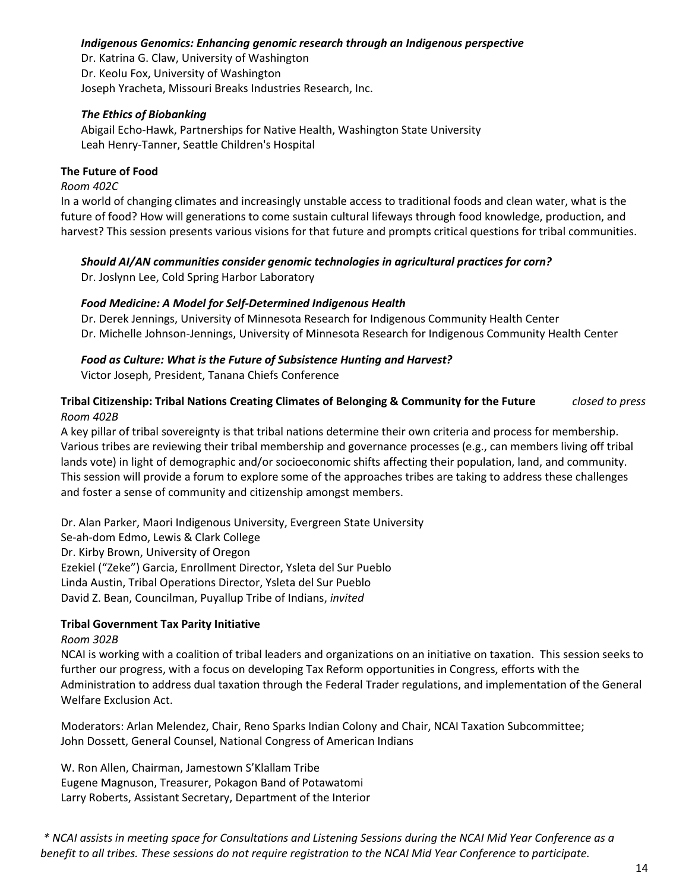***Indigenous Genomics: Enhancing genomic research through an Indigenous perspective***
Dr. Katrina G. Claw, University of Washington
Dr. Keolu Fox, University of Washington
Joseph Yracheta, Missouri Breaks Industries Research, Inc.

***The Ethics of Biobanking***
Abigail Echo-Hawk, Partnerships for Native Health, Washington State University
Leah Henry-Tanner, Seattle Children's Hospital

**The Future of Food**
*Room 402C*
In a world of changing climates and increasingly unstable access to traditional foods and clean water, what is the future of food? How will generations to come sustain cultural lifeways through food knowledge, production, and harvest? This session presents various visions for that future and prompts critical questions for tribal communities.

***Should AI/AN communities consider genomic technologies in agricultural practices for corn?***
Dr. Joslynn Lee, Cold Spring Harbor Laboratory

***Food Medicine: A Model for Self-Determined Indigenous Health***
Dr. Derek Jennings, University of Minnesota Research for Indigenous Community Health Center
Dr. Michelle Johnson-Jennings, University of Minnesota Research for Indigenous Community Health Center

***Food as Culture: What is the Future of Subsistence Hunting and Harvest?***
Victor Joseph, President, Tanana Chiefs Conference

**Tribal Citizenship: Tribal Nations Creating Climates of Belonging & Community for the Future** *closed to press*
*Room 402B*
A key pillar of tribal sovereignty is that tribal nations determine their own criteria and process for membership. Various tribes are reviewing their tribal membership and governance processes (e.g., can members living off tribal lands vote) in light of demographic and/or socioeconomic shifts affecting their population, land, and community. This session will provide a forum to explore some of the approaches tribes are taking to address these challenges and foster a sense of community and citizenship amongst members.

Dr. Alan Parker, Maori Indigenous University, Evergreen State University
Se-ah-dom Edmo, Lewis & Clark College
Dr. Kirby Brown, University of Oregon
Ezekiel ("Zeke") Garcia, Enrollment Director, Ysleta del Sur Pueblo
Linda Austin, Tribal Operations Director, Ysleta del Sur Pueblo
David Z. Bean, Councilman, Puyallup Tribe of Indians, *invited*

**Tribal Government Tax Parity Initiative**
*Room 302B*
NCAI is working with a coalition of tribal leaders and organizations on an initiative on taxation. This session seeks to further our progress, with a focus on developing Tax Reform opportunities in Congress, efforts with the Administration to address dual taxation through the Federal Trader regulations, and implementation of the General Welfare Exclusion Act.

Moderators: Arlan Melendez, Chair, Reno Sparks Indian Colony and Chair, NCAI Taxation Subcommittee;
John Dossett, General Counsel, National Congress of American Indians

W. Ron Allen, Chairman, Jamestown S'Klallam Tribe
Eugene Magnuson, Treasurer, Pokagon Band of Potawatomi
Larry Roberts, Assistant Secretary, Department of the Interior

*\* NCAI assists in meeting space for Consultations and Listening Sessions during the NCAI Mid Year Conference as a benefit to all tribes. These sessions do not require registration to the NCAI Mid Year Conference to participate.*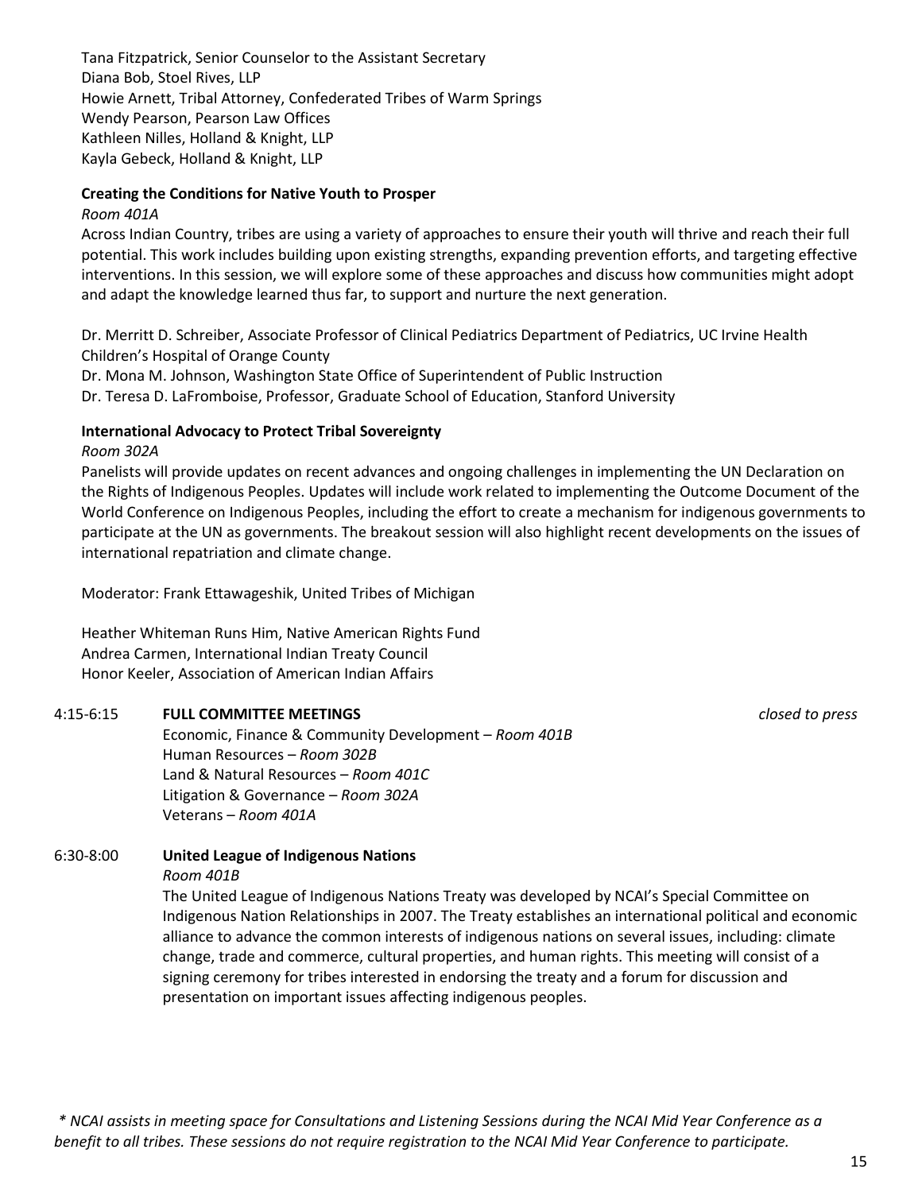Tana Fitzpatrick, Senior Counselor to the Assistant Secretary
Diana Bob, Stoel Rives, LLP
Howie Arnett, Tribal Attorney, Confederated Tribes of Warm Springs
Wendy Pearson, Pearson Law Offices
Kathleen Nilles, Holland & Knight, LLP
Kayla Gebeck, Holland & Knight, LLP

**Creating the Conditions for Native Youth to Prosper**

*Room 401A*

Across Indian Country, tribes are using a variety of approaches to ensure their youth will thrive and reach their full potential. This work includes building upon existing strengths, expanding prevention efforts, and targeting effective interventions. In this session, we will explore some of these approaches and discuss how communities might adopt and adapt the knowledge learned thus far, to support and nurture the next generation.

Dr. Merritt D. Schreiber, Associate Professor of Clinical Pediatrics Department of Pediatrics, UC Irvine Health Children's Hospital of Orange County
Dr. Mona M. Johnson, Washington State Office of Superintendent of Public Instruction
Dr. Teresa D. LaFromboise, Professor, Graduate School of Education, Stanford University

**International Advocacy to Protect Tribal Sovereignty**

*Room 302A*

Panelists will provide updates on recent advances and ongoing challenges in implementing the UN Declaration on the Rights of Indigenous Peoples. Updates will include work related to implementing the Outcome Document of the World Conference on Indigenous Peoples, including the effort to create a mechanism for indigenous governments to participate at the UN as governments. The breakout session will also highlight recent developments on the issues of international repatriation and climate change.

Moderator: Frank Ettawageshik, United Tribes of Michigan

Heather Whiteman Runs Him, Native American Rights Fund
Andrea Carmen, International Indian Treaty Council
Honor Keeler, Association of American Indian Affairs

4:15-6:15 **FULL COMMITTEE MEETINGS** *closed to press*

Economic, Finance & Community Development – *Room 401B*
Human Resources – *Room 302B*
Land & Natural Resources – *Room 401C*
Litigation & Governance – *Room 302A*
Veterans – *Room 401A*

6:30-8:00 **United League of Indigenous Nations**

*Room 401B*

The United League of Indigenous Nations Treaty was developed by NCAI's Special Committee on Indigenous Nation Relationships in 2007. The Treaty establishes an international political and economic alliance to advance the common interests of indigenous nations on several issues, including: climate change, trade and commerce, cultural properties, and human rights. This meeting will consist of a signing ceremony for tribes interested in endorsing the treaty and a forum for discussion and presentation on important issues affecting indigenous peoples.

*\* NCAI assists in meeting space for Consultations and Listening Sessions during the NCAI Mid Year Conference as a benefit to all tribes. These sessions do not require registration to the NCAI Mid Year Conference to participate.*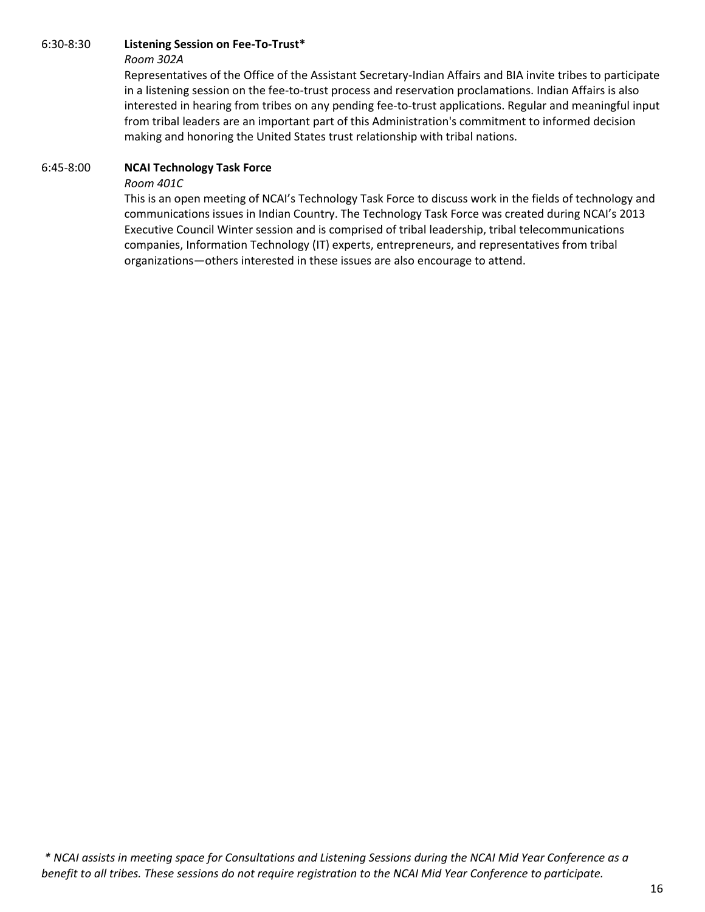6:30-8:30 **Listening Session on Fee-To-Trust***

*Room 302A*

Representatives of the Office of the Assistant Secretary-Indian Affairs and BIA invite tribes to participate in a listening session on the fee-to-trust process and reservation proclamations. Indian Affairs is also interested in hearing from tribes on any pending fee-to-trust applications. Regular and meaningful input from tribal leaders are an important part of this Administration's commitment to informed decision making and honoring the United States trust relationship with tribal nations.

6:45-8:00 **NCAI Technology Task Force**

*Room 401C*

This is an open meeting of NCAI's Technology Task Force to discuss work in the fields of technology and communications issues in Indian Country. The Technology Task Force was created during NCAI's 2013 Executive Council Winter session and is comprised of tribal leadership, tribal telecommunications companies, Information Technology (IT) experts, entrepreneurs, and representatives from tribal organizations—others interested in these issues are also encourage to attend.

*\* NCAI assists in meeting space for Consultations and Listening Sessions during the NCAI Mid Year Conference as a benefit to all tribes. These sessions do not require registration to the NCAI Mid Year Conference to participate.*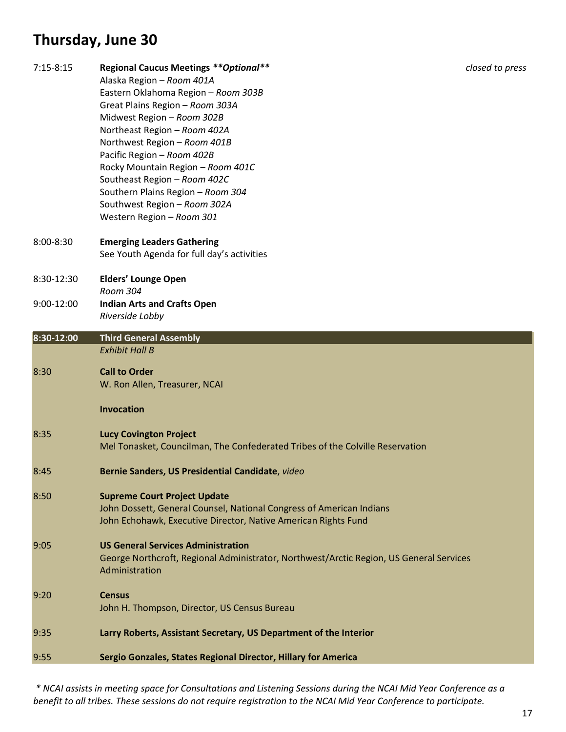## Thursday, June 30

7:15-8:15 **Regional Caucus Meetings *\*\*Optional\*\**** *closed to press*

Alaska Region – *Room 401A*
Eastern Oklahoma Region – *Room 303B*
Great Plains Region – *Room 303A*
Midwest Region – *Room 302B*
Northeast Region – *Room 402A*
Northwest Region – *Room 401B*
Pacific Region – *Room 402B*
Rocky Mountain Region – *Room 401C*
Southeast Region – *Room 402C*
Southern Plains Region – *Room 304*
Southwest Region – *Room 302A*
Western Region – *Room 301*

8:00-8:30 **Emerging Leaders Gathering**
See Youth Agenda for full day's activities

8:30-12:30 **Elders' Lounge Open**
*Room 304*

9:00-12:00 **Indian Arts and Crafts Open**
*Riverside Lobby*

### 8:30-12:00 Third General Assembly

*Exhibit Hall B*

8:30 **Call to Order**
W. Ron Allen, Treasurer, NCAI

**Invocation**

8:35 **Lucy Covington Project**
Mel Tonasket, Councilman, The Confederated Tribes of the Colville Reservation

8:45 **Bernie Sanders, US Presidential Candidate**, *video*

8:50 **Supreme Court Project Update**
John Dossett, General Counsel, National Congress of American Indians
John Echohawk, Executive Director, Native American Rights Fund

9:05 **US General Services Administration**
George Northcroft, Regional Administrator, Northwest/Arctic Region, US General Services Administration

9:20 **Census**
John H. Thompson, Director, US Census Bureau

9:35 **Larry Roberts, Assistant Secretary, US Department of the Interior**

9:55 **Sergio Gonzales, States Regional Director, Hillary for America**

*\* NCAI assists in meeting space for Consultations and Listening Sessions during the NCAI Mid Year Conference as a benefit to all tribes. These sessions do not require registration to the NCAI Mid Year Conference to participate.*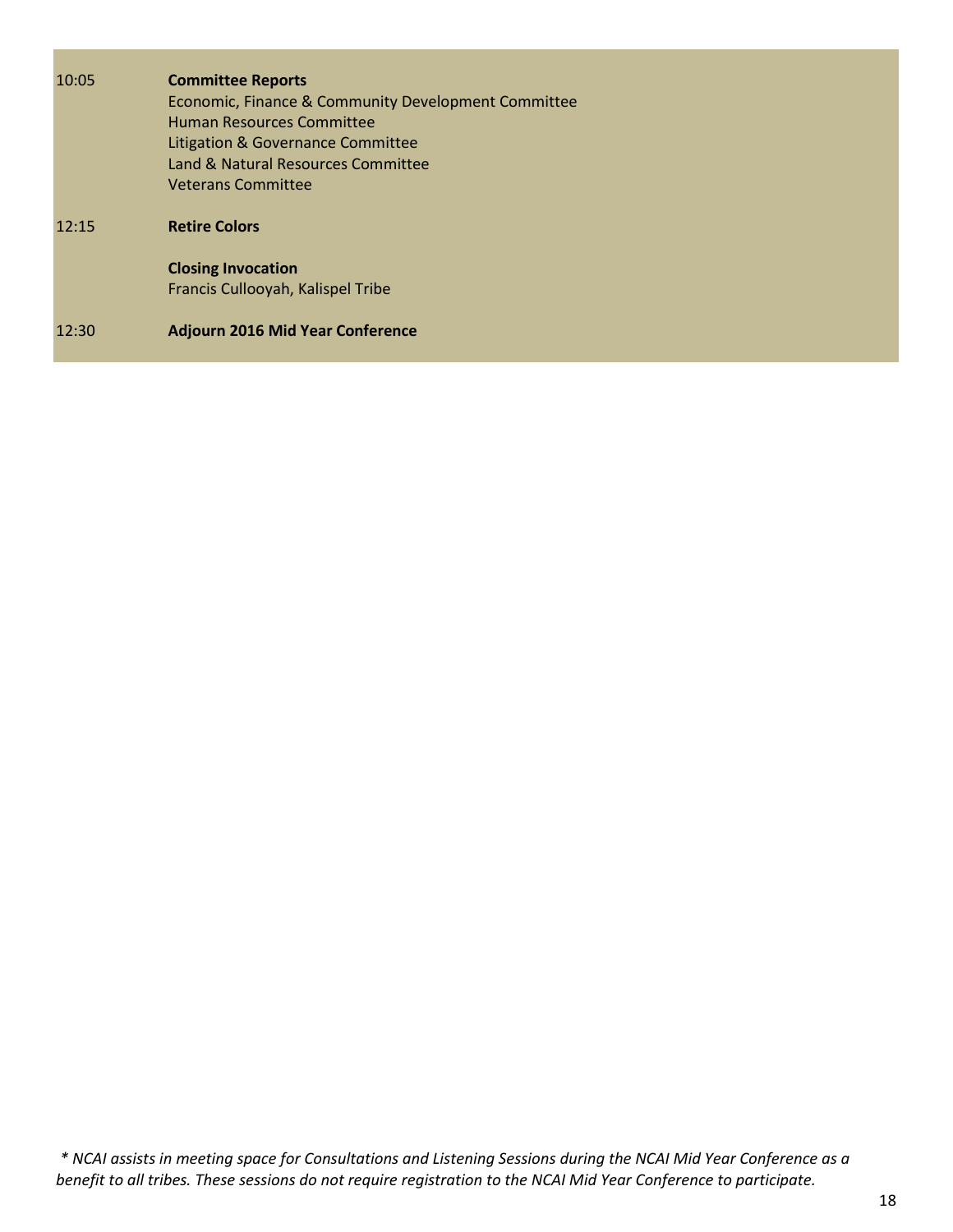| | |
|---|---|
| 10:05 | **Committee Reports**<br>Economic, Finance & Community Development Committee<br>Human Resources Committee<br>Litigation & Governance Committee<br>Land & Natural Resources Committee<br>Veterans Committee |
| 12:15 | **Retire Colors** |
| | **Closing Invocation**<br>Francis Cullooyah, Kalispel Tribe |
| 12:30 | **Adjourn 2016 Mid Year Conference** |

*\* NCAI assists in meeting space for Consultations and Listening Sessions during the NCAI Mid Year Conference as a benefit to all tribes. These sessions do not require registration to the NCAI Mid Year Conference to participate.*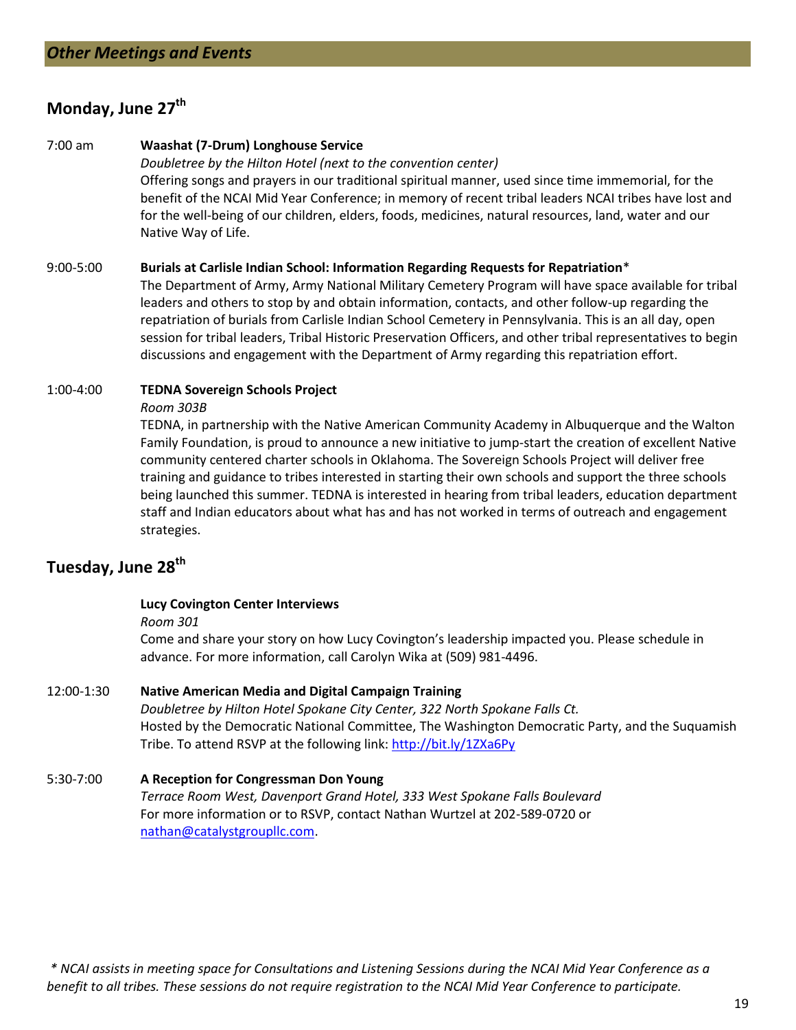## *Other Meetings and Events*

### Monday, June 27th

7:00 am **Waashat (7-Drum) Longhouse Service**
*Doubletree by the Hilton Hotel (next to the convention center)*
Offering songs and prayers in our traditional spiritual manner, used since time immemorial, for the benefit of the NCAI Mid Year Conference; in memory of recent tribal leaders NCAI tribes have lost and for the well-being of our children, elders, foods, medicines, natural resources, land, water and our Native Way of Life.

9:00-5:00 **Burials at Carlisle Indian School: Information Regarding Requests for Repatriation***
The Department of Army, Army National Military Cemetery Program will have space available for tribal leaders and others to stop by and obtain information, contacts, and other follow-up regarding the repatriation of burials from Carlisle Indian School Cemetery in Pennsylvania. This is an all day, open session for tribal leaders, Tribal Historic Preservation Officers, and other tribal representatives to begin discussions and engagement with the Department of Army regarding this repatriation effort.

1:00-4:00 **TEDNA Sovereign Schools Project**
*Room 303B*
TEDNA, in partnership with the Native American Community Academy in Albuquerque and the Walton Family Foundation, is proud to announce a new initiative to jump-start the creation of excellent Native community centered charter schools in Oklahoma. The Sovereign Schools Project will deliver free training and guidance to tribes interested in starting their own schools and support the three schools being launched this summer. TEDNA is interested in hearing from tribal leaders, education department staff and Indian educators about what has and has not worked in terms of outreach and engagement strategies.

### Tuesday, June 28th

**Lucy Covington Center Interviews**
*Room 301*
Come and share your story on how Lucy Covington's leadership impacted you. Please schedule in advance. For more information, call Carolyn Wika at (509) 981-4496.

12:00-1:30 **Native American Media and Digital Campaign Training**
*Doubletree by Hilton Hotel Spokane City Center, 322 North Spokane Falls Ct.*
Hosted by the Democratic National Committee, The Washington Democratic Party, and the Suquamish Tribe. To attend RSVP at the following link: http://bit.ly/1ZXa6Py

5:30-7:00 **A Reception for Congressman Don Young**
*Terrace Room West, Davenport Grand Hotel, 333 West Spokane Falls Boulevard*
For more information or to RSVP, contact Nathan Wurtzel at 202-589-0720 or nathan@catalystgroupllc.com.

*\* NCAI assists in meeting space for Consultations and Listening Sessions during the NCAI Mid Year Conference as a benefit to all tribes. These sessions do not require registration to the NCAI Mid Year Conference to participate.*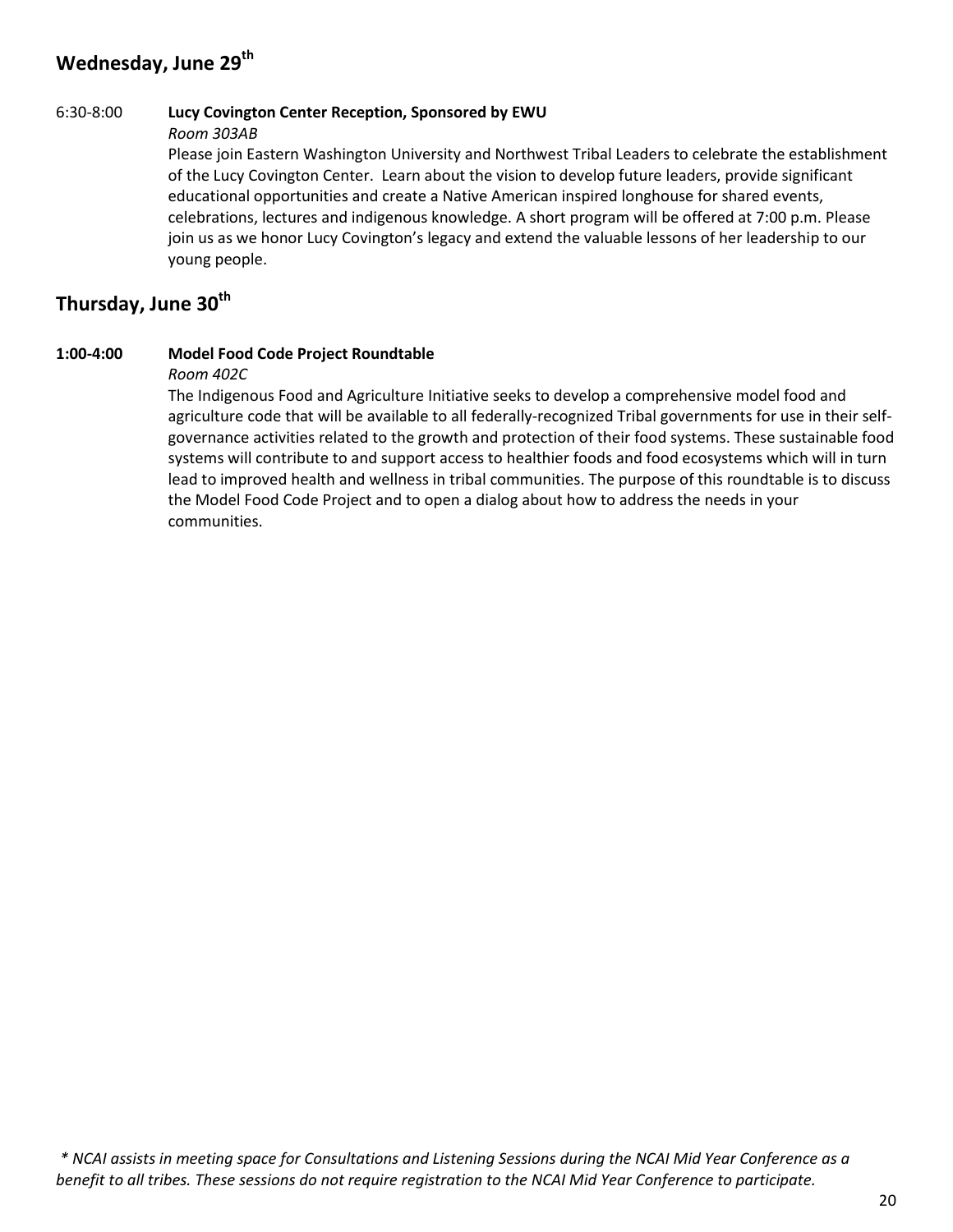## Wednesday, June 29th

6:30-8:00 **Lucy Covington Center Reception, Sponsored by EWU**

*Room 303AB*

Please join Eastern Washington University and Northwest Tribal Leaders to celebrate the establishment of the Lucy Covington Center. Learn about the vision to develop future leaders, provide significant educational opportunities and create a Native American inspired longhouse for shared events, celebrations, lectures and indigenous knowledge. A short program will be offered at 7:00 p.m. Please join us as we honor Lucy Covington's legacy and extend the valuable lessons of her leadership to our young people.

## Thursday, June 30th

**1:00-4:00 Model Food Code Project Roundtable**

*Room 402C*

The Indigenous Food and Agriculture Initiative seeks to develop a comprehensive model food and agriculture code that will be available to all federally-recognized Tribal governments for use in their self-governance activities related to the growth and protection of their food systems. These sustainable food systems will contribute to and support access to healthier foods and food ecosystems which will in turn lead to improved health and wellness in tribal communities. The purpose of this roundtable is to discuss the Model Food Code Project and to open a dialog about how to address the needs in your communities.

*\* NCAI assists in meeting space for Consultations and Listening Sessions during the NCAI Mid Year Conference as a benefit to all tribes. These sessions do not require registration to the NCAI Mid Year Conference to participate.*